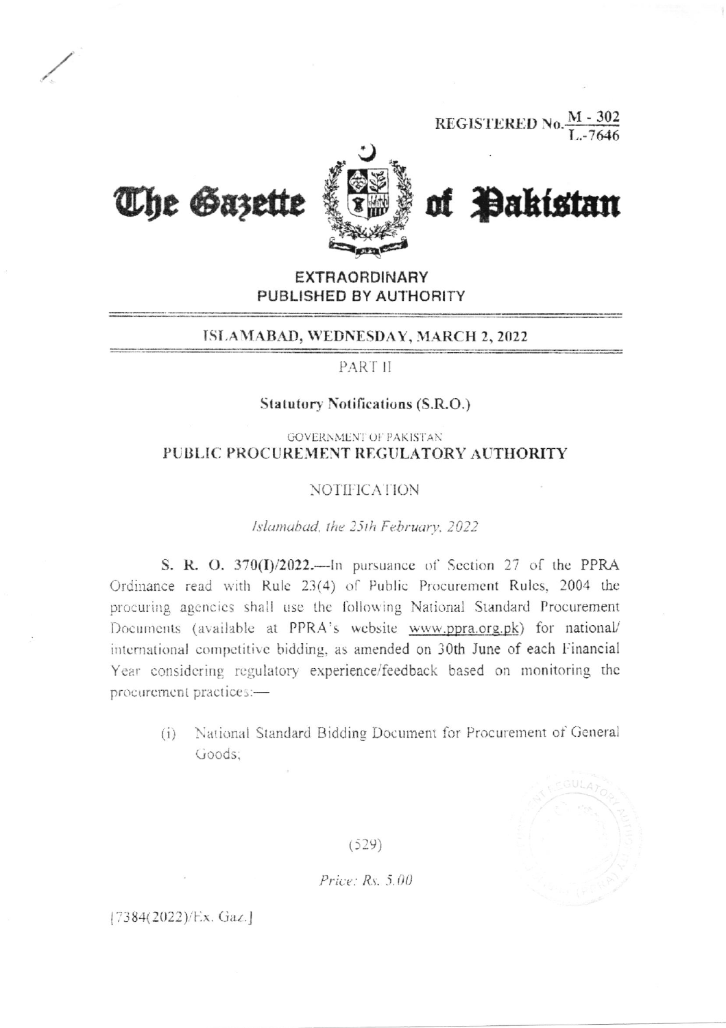REGISTERED No. M - 302 / L.-7646

# The Gazette of Pakistan

**EXTRAORDINARY**
**PUBLISHED BY AUTHORITY**

ISLAMABAD, WEDNESDAY, MARCH 2, 2022

PART II

**Statutory Notifications (S.R.O.)**

GOVERNMENT OF PAKISTAN
PUBLIC PROCUREMENT REGULATORY AUTHORITY

NOTIFICATION

*Islamabad, the 25th February, 2022*

**S. R. O. 370(I)/2022.**—In pursuance of Section 27 of the PPRA Ordinance read with Rule 23(4) of Public Procurement Rules, 2004 the procuring agencies shall use the following National Standard Procurement Documents (available at PPRA's website www.ppra.org.pk) for national/ international competitive bidding, as amended on 30th June of each Financial Year considering regulatory experience/feedback based on monitoring the procurement practices:—

(i) National Standard Bidding Document for Procurement of General Goods;

(529)

*Price: Rs. 5.00*

[7384(2022)/Ex. Gaz.]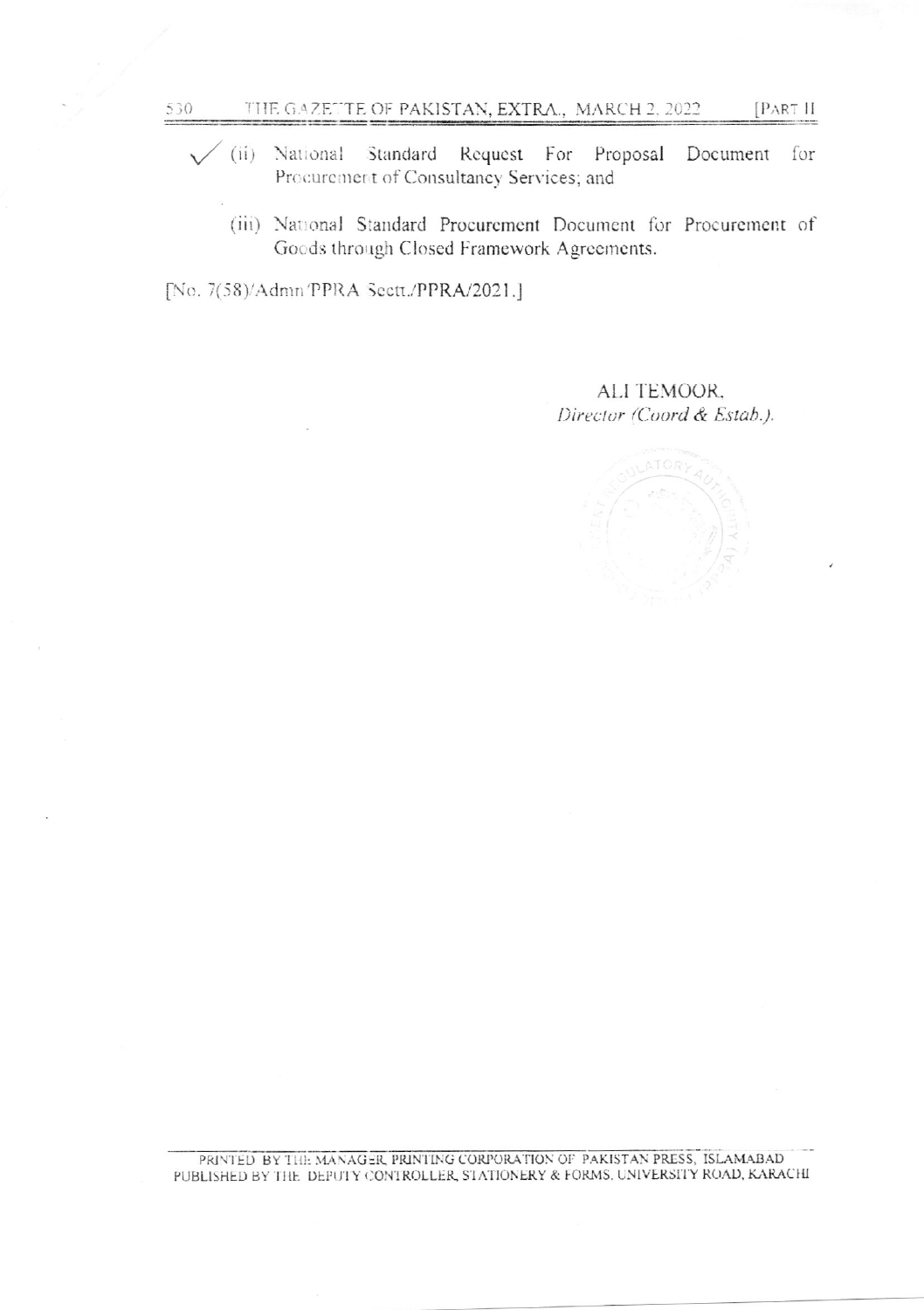(ii) National Standard Request For Proposal Document for Procurement of Consultancy Services; and

(iii) National Standard Procurement Document for Procurement of Goods through Closed Framework Agreements.

[No. 7(58)/Admn PPRA Sectt./PPRA/2021.]

ALI TEMOOR,
*Director (Coord & Estab.).*

PRINTED BY THE MANAGER, PRINTING CORPORATION OF PAKISTAN PRESS, ISLAMABAD
PUBLISHED BY THE DEPUTY CONTROLLER, STATIONERY & FORMS, UNIVERSITY ROAD, KARACHI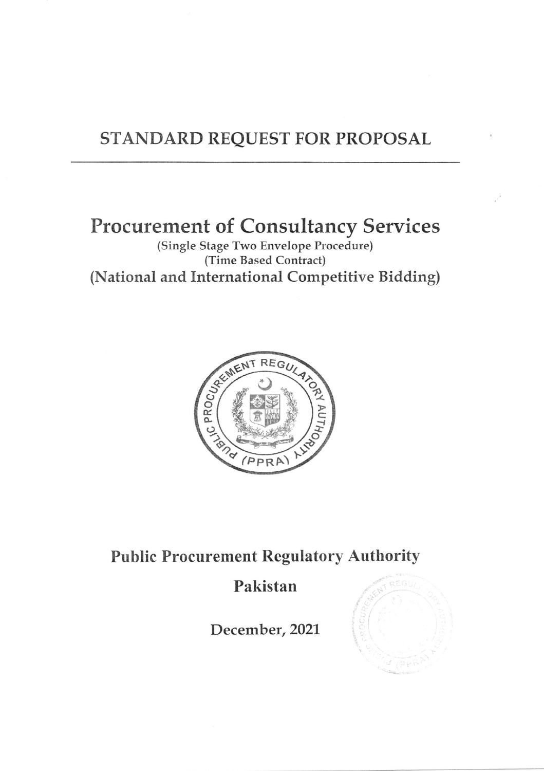# STANDARD REQUEST FOR PROPOSAL

---

# Procurement of Consultancy Services

(Single Stage Two Envelope Procedure)

(Time Based Contract)

## (National and International Competitive Bidding)

## Public Procurement Regulatory Authority

## Pakistan

## December, 2021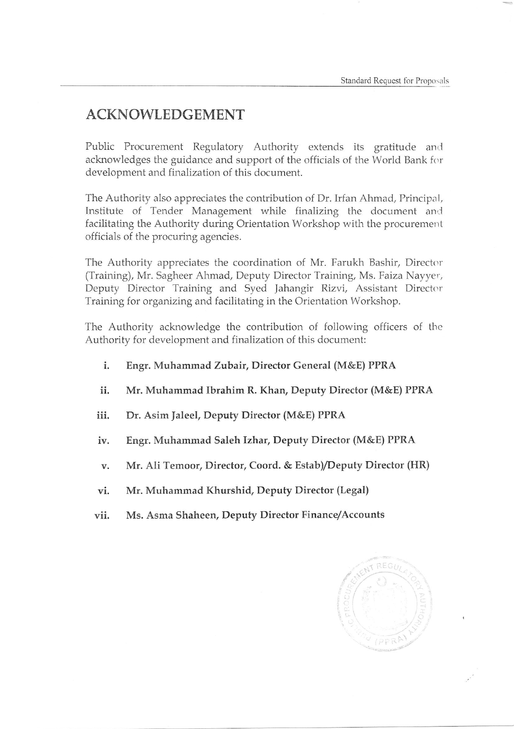# ACKNOWLEDGEMENT

Public Procurement Regulatory Authority extends its gratitude and acknowledges the guidance and support of the officials of the World Bank for development and finalization of this document.

The Authority also appreciates the contribution of Dr. Irfan Ahmad, Principal, Institute of Tender Management while finalizing the document and facilitating the Authority during Orientation Workshop with the procurement officials of the procuring agencies.

The Authority appreciates the coordination of Mr. Farukh Bashir, Director (Training), Mr. Sagheer Ahmad, Deputy Director Training, Ms. Faiza Nayyer, Deputy Director Training and Syed Jahangir Rizvi, Assistant Director Training for organizing and facilitating in the Orientation Workshop.

The Authority acknowledge the contribution of following officers of the Authority for development and finalization of this document:

i. **Engr. Muhammad Zubair, Director General (M&E) PPRA**

ii. **Mr. Muhammad Ibrahim R. Khan, Deputy Director (M&E) PPRA**

iii. **Dr. Asim Jaleel, Deputy Director (M&E) PPRA**

iv. **Engr. Muhammad Saleh Izhar, Deputy Director (M&E) PPRA**

v. **Mr. Ali Temoor, Director, Coord. & Estab)/Deputy Director (HR)**

vi. **Mr. Muhammad Khurshid, Deputy Director (Legal)**

vii. **Ms. Asma Shaheen, Deputy Director Finance/Accounts**